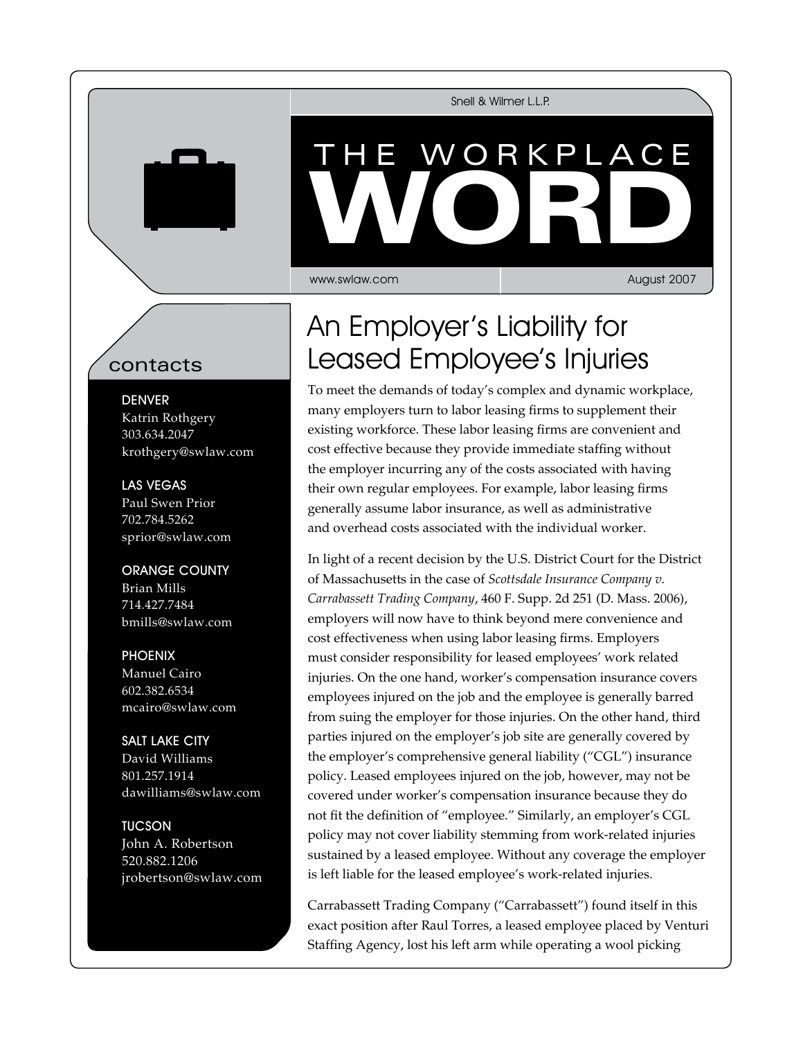Snell & Wilmer L.L.P.

# THE WORKPLACE WORD

www.swlaw.com | August 2007

## contacts

**DENVER**
Katrin Rothgery
303.634.2047
krothgery@swlaw.com

**LAS VEGAS**
Paul Swen Prior
702.784.5262
sprior@swlaw.com

**ORANGE COUNTY**
Brian Mills
714.427.7484
bmills@swlaw.com

**PHOENIX**
Manuel Cairo
602.382.6534
mcairo@swlaw.com

**SALT LAKE CITY**
David Williams
801.257.1914
dawilliams@swlaw.com

**TUCSON**
John A. Robertson
520.882.1206
jrobertson@swlaw.com

## An Employer's Liability for Leased Employee's Injuries

To meet the demands of today's complex and dynamic workplace, many employers turn to labor leasing firms to supplement their existing workforce. These labor leasing firms are convenient and cost effective because they provide immediate staffing without the employer incurring any of the costs associated with having their own regular employees. For example, labor leasing firms generally assume labor insurance, as well as administrative and overhead costs associated with the individual worker.

In light of a recent decision by the U.S. District Court for the District of Massachusetts in the case of *Scottsdale Insurance Company v. Carrabassett Trading Company*, 460 F. Supp. 2d 251 (D. Mass. 2006), employers will now have to think beyond mere convenience and cost effectiveness when using labor leasing firms. Employers must consider responsibility for leased employees' work related injuries. On the one hand, worker's compensation insurance covers employees injured on the job and the employee is generally barred from suing the employer for those injuries. On the other hand, third parties injured on the employer's job site are generally covered by the employer's comprehensive general liability ("CGL") insurance policy. Leased employees injured on the job, however, may not be covered under worker's compensation insurance because they do not fit the definition of "employee." Similarly, an employer's CGL policy may not cover liability stemming from work-related injuries sustained by a leased employee. Without any coverage the employer is left liable for the leased employee's work-related injuries.

Carrabassett Trading Company ("Carrabassett") found itself in this exact position after Raul Torres, a leased employee placed by Venturi Staffing Agency, lost his left arm while operating a wool picking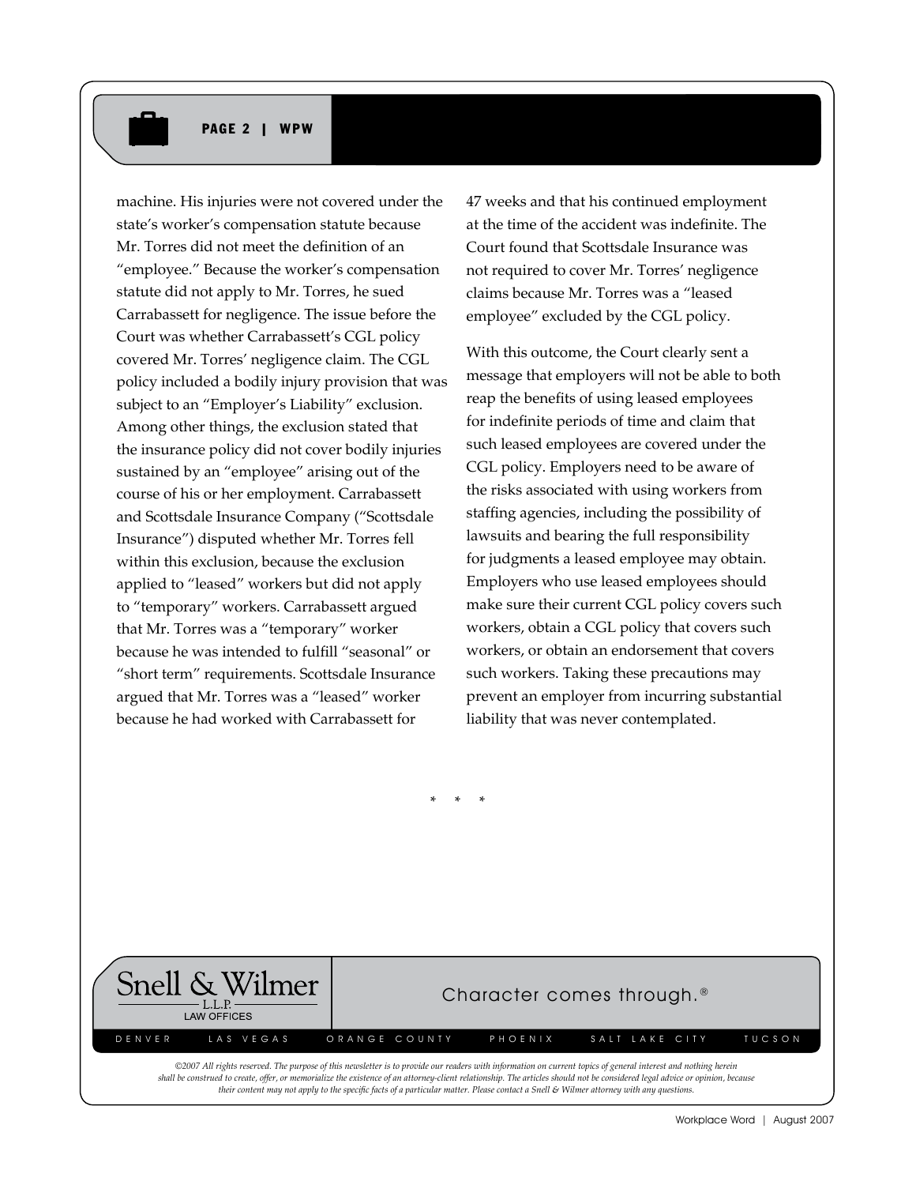machine. His injuries were not covered under the state's worker's compensation statute because Mr. Torres did not meet the definition of an "employee." Because the worker's compensation statute did not apply to Mr. Torres, he sued Carrabassett for negligence. The issue before the Court was whether Carrabassett's CGL policy covered Mr. Torres' negligence claim. The CGL policy included a bodily injury provision that was subject to an "Employer's Liability" exclusion. Among other things, the exclusion stated that the insurance policy did not cover bodily injuries sustained by an "employee" arising out of the course of his or her employment. Carrabassett and Scottsdale Insurance Company ("Scottsdale Insurance") disputed whether Mr. Torres fell within this exclusion, because the exclusion applied to "leased" workers but did not apply to "temporary" workers. Carrabassett argued that Mr. Torres was a "temporary" worker because he was intended to fulfill "seasonal" or "short term" requirements. Scottsdale Insurance argued that Mr. Torres was a "leased" worker because he had worked with Carrabassett for 47 weeks and that his continued employment at the time of the accident was indefinite. The Court found that Scottsdale Insurance was not required to cover Mr. Torres' negligence claims because Mr. Torres was a "leased employee" excluded by the CGL policy.

With this outcome, the Court clearly sent a message that employers will not be able to both reap the benefits of using leased employees for indefinite periods of time and claim that such leased employees are covered under the CGL policy. Employers need to be aware of the risks associated with using workers from staffing agencies, including the possibility of lawsuits and bearing the full responsibility for judgments a leased employee may obtain. Employers who use leased employees should make sure their current CGL policy covers such workers, obtain a CGL policy that covers such workers, or obtain an endorsement that covers such workers. Taking these precautions may prevent an employer from incurring substantial liability that was never contemplated.

\* \* \*

Snell & Wilmer L.L.P. LAW OFFICES

Character comes through.®

DENVER | LAS VEGAS | ORANGE COUNTY | PHOENIX | SALT LAKE CITY | TUCSON

*©2007 All rights reserved. The purpose of this newsletter is to provide our readers with information on current topics of general interest and nothing herein shall be construed to create, offer, or memorialize the existence of an attorney-client relationship. The articles should not be considered legal advice or opinion, because their content may not apply to the specific facts of a particular matter. Please contact a Snell & Wilmer attorney with any questions.*